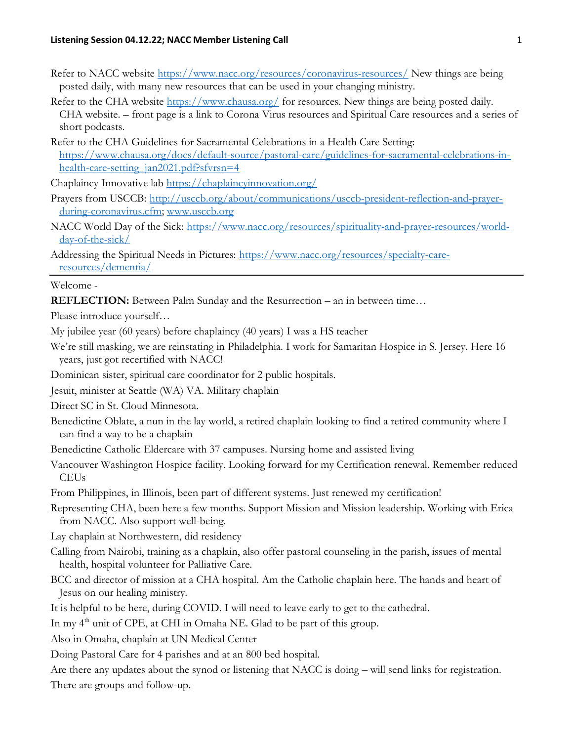Refer to NACC website https://www.nacc.org/resources/coronavirus-resources/ New things are being posted daily, with many new resources that can be used in your changing ministry.

Refer to the CHA website https://www.chausa.org/ for resources. New things are being posted daily. CHA website. – front page is a link to Corona Virus resources and Spiritual Care resources and a series of short podcasts.

Refer to the CHA Guidelines for Sacramental Celebrations in a Health Care Setting: https://www.chausa.org/docs/default-source/pastoral-care/guidelines-for-sacramental-celebrations-in-health-care-setting_jan2021.pdf?sfvrsn=4

Chaplaincy Innovative lab https://chaplaincyinnovation.org/

Prayers from USCCB: http://usccb.org/about/communications/usccb-president-reflection-and-prayer-during-coronavirus.cfm; www.usccb.org

NACC World Day of the Sick: https://www.nacc.org/resources/spirituality-and-prayer-resources/world-day-of-the-sick/

Addressing the Spiritual Needs in Pictures: https://www.nacc.org/resources/specialty-care-resources/dementia/

---

Welcome -

**REFLECTION:** Between Palm Sunday and the Resurrection – an in between time…

Please introduce yourself…

My jubilee year (60 years) before chaplaincy (40 years) I was a HS teacher

We're still masking, we are reinstating in Philadelphia. I work for Samaritan Hospice in S. Jersey. Here 16 years, just got recertified with NACC!

Dominican sister, spiritual care coordinator for 2 public hospitals.

Jesuit, minister at Seattle (WA) VA. Military chaplain

Direct SC in St. Cloud Minnesota.

Benedictine Oblate, a nun in the lay world, a retired chaplain looking to find a retired community where I can find a way to be a chaplain

Benedictine Catholic Eldercare with 37 campuses. Nursing home and assisted living

Vancouver Washington Hospice facility. Looking forward for my Certification renewal. Remember reduced CEUs

From Philippines, in Illinois, been part of different systems. Just renewed my certification!

Representing CHA, been here a few months. Support Mission and Mission leadership. Working with Erica from NACC. Also support well-being.

Lay chaplain at Northwestern, did residency

Calling from Nairobi, training as a chaplain, also offer pastoral counseling in the parish, issues of mental health, hospital volunteer for Palliative Care.

BCC and director of mission at a CHA hospital. Am the Catholic chaplain here. The hands and heart of Jesus on our healing ministry.

It is helpful to be here, during COVID. I will need to leave early to get to the cathedral.

In my 4th unit of CPE, at CHI in Omaha NE. Glad to be part of this group.

Also in Omaha, chaplain at UN Medical Center

Doing Pastoral Care for 4 parishes and at an 800 bed hospital.

Are there any updates about the synod or listening that NACC is doing – will send links for registration. There are groups and follow-up.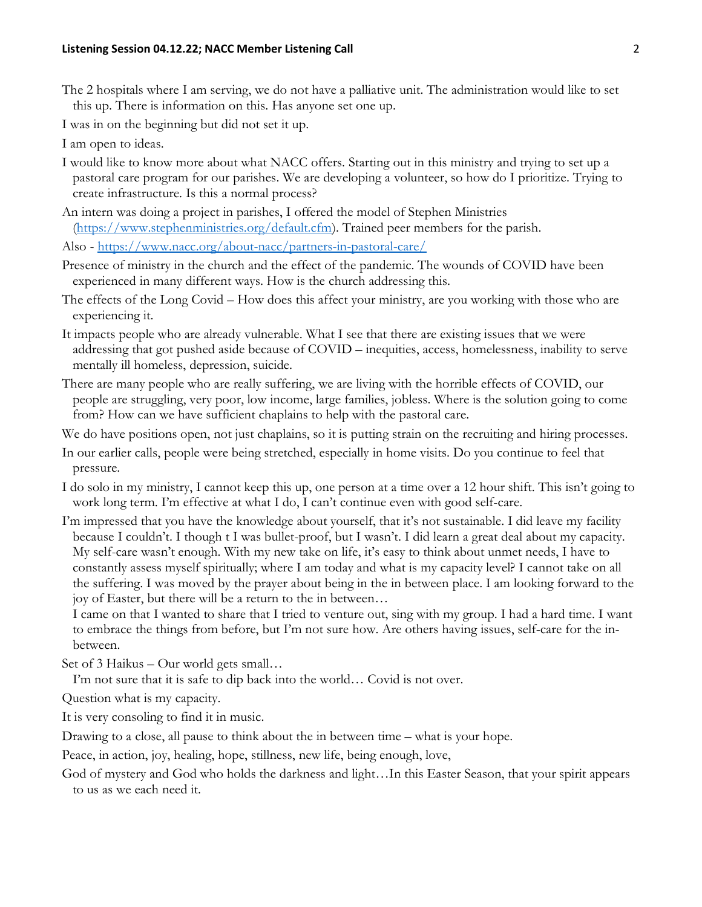The 2 hospitals where I am serving, we do not have a palliative unit. The administration would like to set this up. There is information on this. Has anyone set one up.

I was in on the beginning but did not set it up.

I am open to ideas.

I would like to know more about what NACC offers. Starting out in this ministry and trying to set up a pastoral care program for our parishes. We are developing a volunteer, so how do I prioritize. Trying to create infrastructure. Is this a normal process?

An intern was doing a project in parishes, I offered the model of Stephen Ministries (https://www.stephenministries.org/default.cfm). Trained peer members for the parish.

Also - https://www.nacc.org/about-nacc/partners-in-pastoral-care/

Presence of ministry in the church and the effect of the pandemic. The wounds of COVID have been experienced in many different ways. How is the church addressing this.

The effects of the Long Covid – How does this affect your ministry, are you working with those who are experiencing it.

It impacts people who are already vulnerable. What I see that there are existing issues that we were addressing that got pushed aside because of COVID – inequities, access, homelessness, inability to serve mentally ill homeless, depression, suicide.

There are many people who are really suffering, we are living with the horrible effects of COVID, our people are struggling, very poor, low income, large families, jobless. Where is the solution going to come from? How can we have sufficient chaplains to help with the pastoral care.

We do have positions open, not just chaplains, so it is putting strain on the recruiting and hiring processes.

In our earlier calls, people were being stretched, especially in home visits. Do you continue to feel that pressure.

I do solo in my ministry, I cannot keep this up, one person at a time over a 12 hour shift. This isn't going to work long term. I'm effective at what I do, I can't continue even with good self-care.

I'm impressed that you have the knowledge about yourself, that it's not sustainable. I did leave my facility because I couldn't. I though t I was bullet-proof, but I wasn't. I did learn a great deal about my capacity. My self-care wasn't enough. With my new take on life, it's easy to think about unmet needs, I have to constantly assess myself spiritually; where I am today and what is my capacity level? I cannot take on all the suffering. I was moved by the prayer about being in the in between place. I am looking forward to the joy of Easter, but there will be a return to the in between…
I came on that I wanted to share that I tried to venture out, sing with my group. I had a hard time. I want to embrace the things from before, but I'm not sure how. Are others having issues, self-care for the in-between.

Set of 3 Haikus – Our world gets small…
I'm not sure that it is safe to dip back into the world… Covid is not over.

Question what is my capacity.

It is very consoling to find it in music.

Drawing to a close, all pause to think about the in between time – what is your hope.

Peace, in action, joy, healing, hope, stillness, new life, being enough, love,

God of mystery and God who holds the darkness and light…In this Easter Season, that your spirit appears to us as we each need it.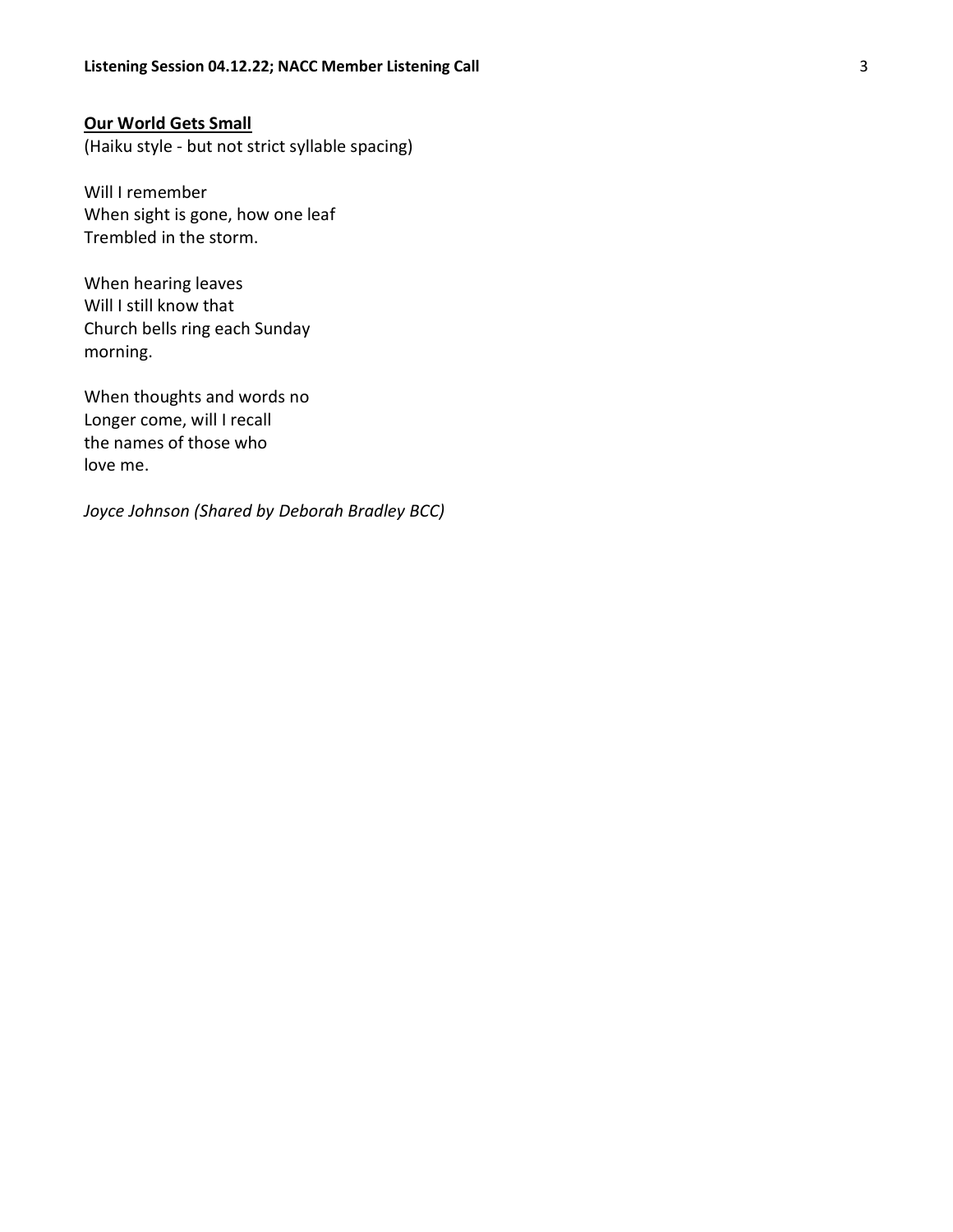**Our World Gets Small**

(Haiku style - but not strict syllable spacing)

Will I remember  
When sight is gone, how one leaf  
Trembled in the storm.

When hearing leaves  
Will I still know that  
Church bells ring each Sunday  
morning.

When thoughts and words no  
Longer come, will I recall  
the names of those who  
love me.

*Joyce Johnson (Shared by Deborah Bradley BCC)*